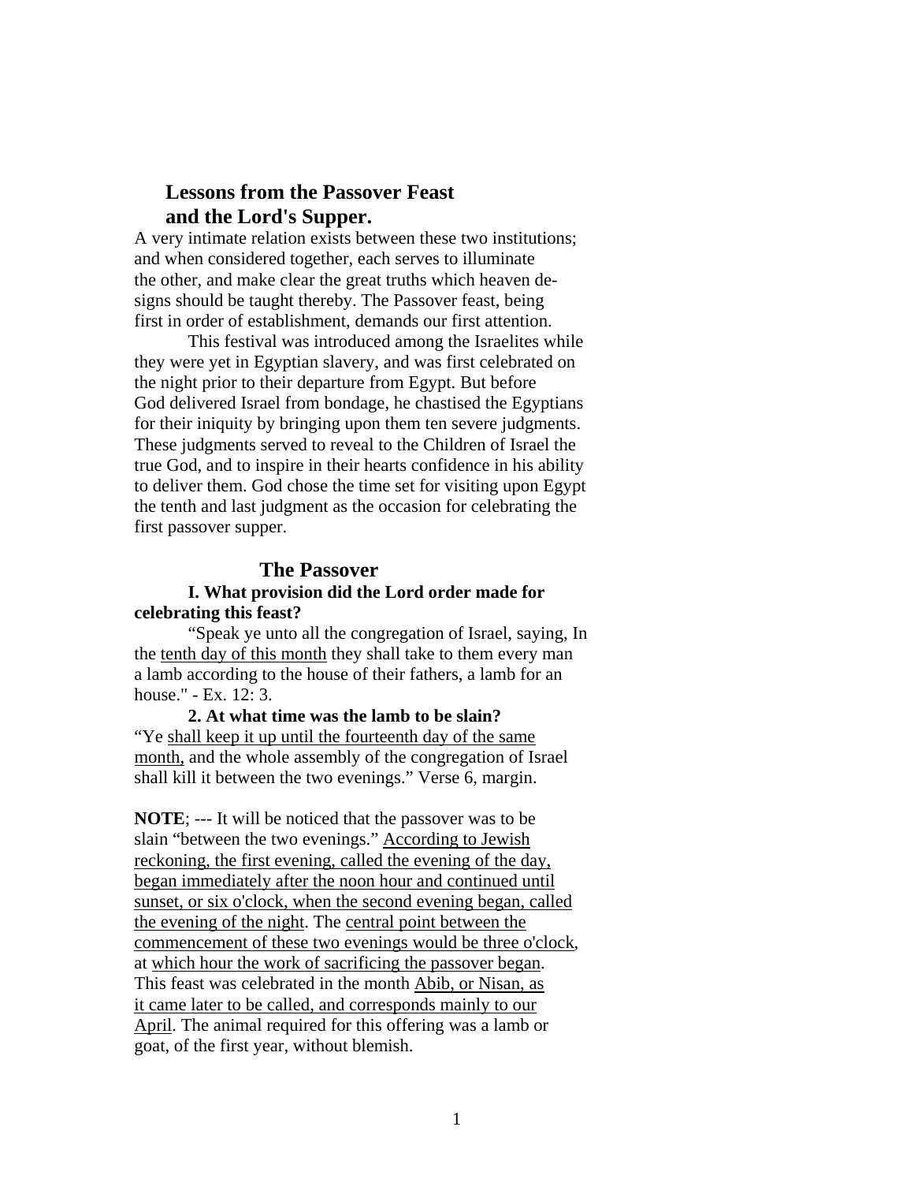## Lessons from the Passover Feast and the Lord's Supper.

A very intimate relation exists between these two institutions; and when considered together, each serves to illuminate the other, and make clear the great truths which heaven designs should be taught thereby. The Passover feast, being first in order of establishment, demands our first attention.

This festival was introduced among the Israelites while they were yet in Egyptian slavery, and was first celebrated on the night prior to their departure from Egypt. But before God delivered Israel from bondage, he chastised the Egyptians for their iniquity by bringing upon them ten severe judgments. These judgments served to reveal to the Children of Israel the true God, and to inspire in their hearts confidence in his ability to deliver them. God chose the time set for visiting upon Egypt the tenth and last judgment as the occasion for celebrating the first passover supper.

### The Passover

**I. What provision did the Lord order made for celebrating this feast?**

"Speak ye unto all the congregation of Israel, saying, In the <u>tenth day of this month</u> they shall take to them every man a lamb according to the house of their fathers, a lamb for an house." - Ex. 12: 3.

**2. At what time was the lamb to be slain?**

"Ye <u>shall keep it up until the fourteenth day of the same month,</u> and the whole assembly of the congregation of Israel shall kill it between the two evenings." Verse 6, margin.

**NOTE**; --- It will be noticed that the passover was to be slain "between the two evenings." <u>According to Jewish reckoning, the first evening, called the evening of the day, began immediately after the noon hour and continued until sunset, or six o'clock, when the second evening began, called the evening of the night</u>. The <u>central point between the commencement of these two evenings would be three o'clock</u>, at <u>which hour the work of sacrificing the passover began</u>. This feast was celebrated in the month <u>Abib, or Nisan, as it came later to be called, and corresponds mainly to our April</u>. The animal required for this offering was a lamb or goat, of the first year, without blemish.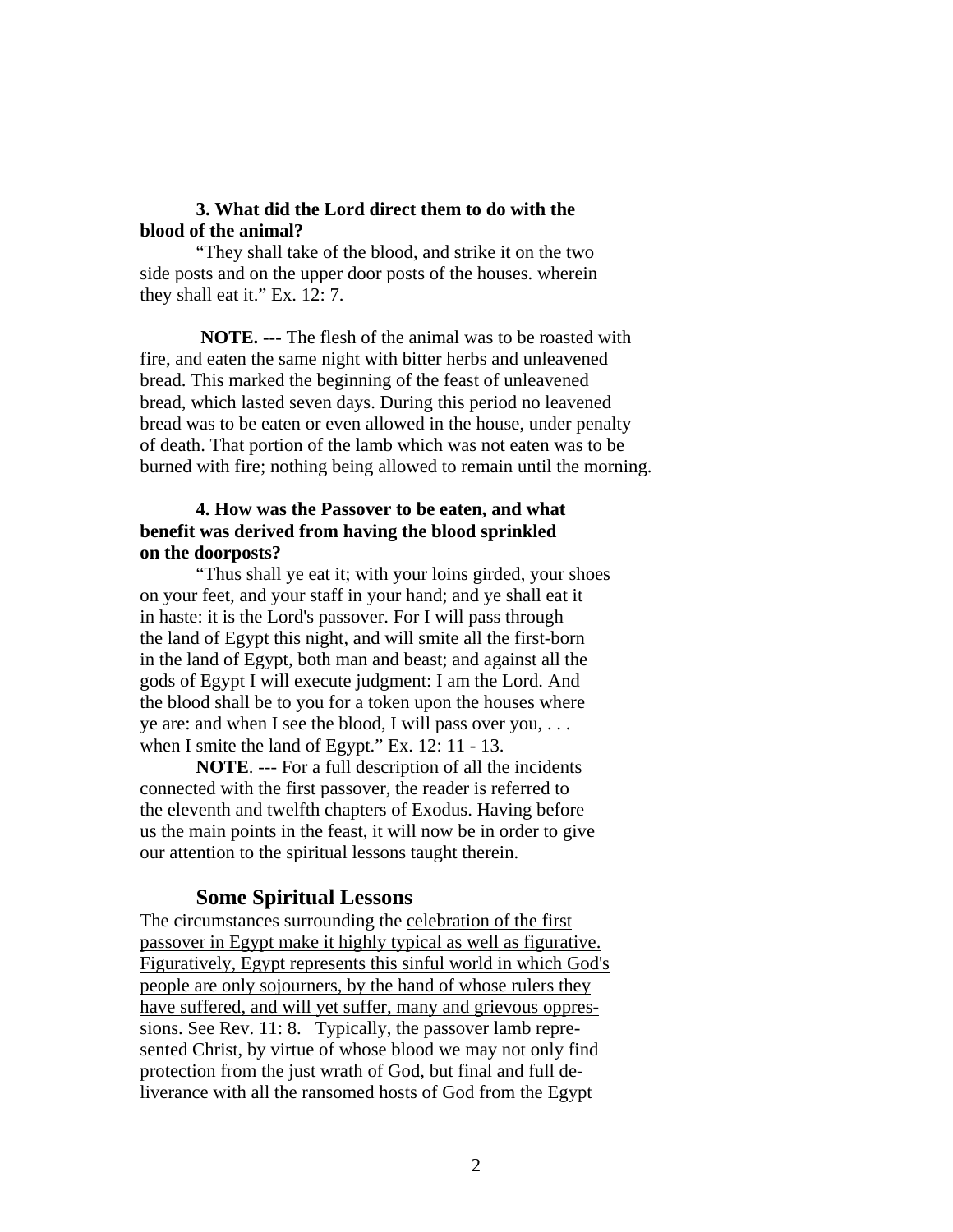**3. What did the Lord direct them to do with the blood of the animal?**

"They shall take of the blood, and strike it on the two side posts and on the upper door posts of the houses. wherein they shall eat it." Ex. 12: 7.

**NOTE. ---** The flesh of the animal was to be roasted with fire, and eaten the same night with bitter herbs and unleavened bread. This marked the beginning of the feast of unleavened bread, which lasted seven days. During this period no leavened bread was to be eaten or even allowed in the house, under penalty of death. That portion of the lamb which was not eaten was to be burned with fire; nothing being allowed to remain until the morning.

**4. How was the Passover to be eaten, and what benefit was derived from having the blood sprinkled on the doorposts?**

"Thus shall ye eat it; with your loins girded, your shoes on your feet, and your staff in your hand; and ye shall eat it in haste: it is the Lord's passover. For I will pass through the land of Egypt this night, and will smite all the first-born in the land of Egypt, both man and beast; and against all the gods of Egypt I will execute judgment: I am the Lord. And the blood shall be to you for a token upon the houses where ye are: and when I see the blood, I will pass over you, . . . when I smite the land of Egypt." Ex. 12: 11 - 13.

**NOTE**. --- For a full description of all the incidents connected with the first passover, the reader is referred to the eleventh and twelfth chapters of Exodus. Having before us the main points in the feast, it will now be in order to give our attention to the spiritual lessons taught therein.

## Some Spiritual Lessons

The circumstances surrounding the <u>celebration of the first passover in Egypt make it highly typical as well as figurative. Figuratively, Egypt represents this sinful world in which God's people are only sojourners, by the hand of whose rulers they have suffered, and will yet suffer, many and grievous oppressions</u>. See Rev. 11: 8. Typically, the passover lamb represented Christ, by virtue of whose blood we may not only find protection from the just wrath of God, but final and full deliverance with all the ransomed hosts of God from the Egypt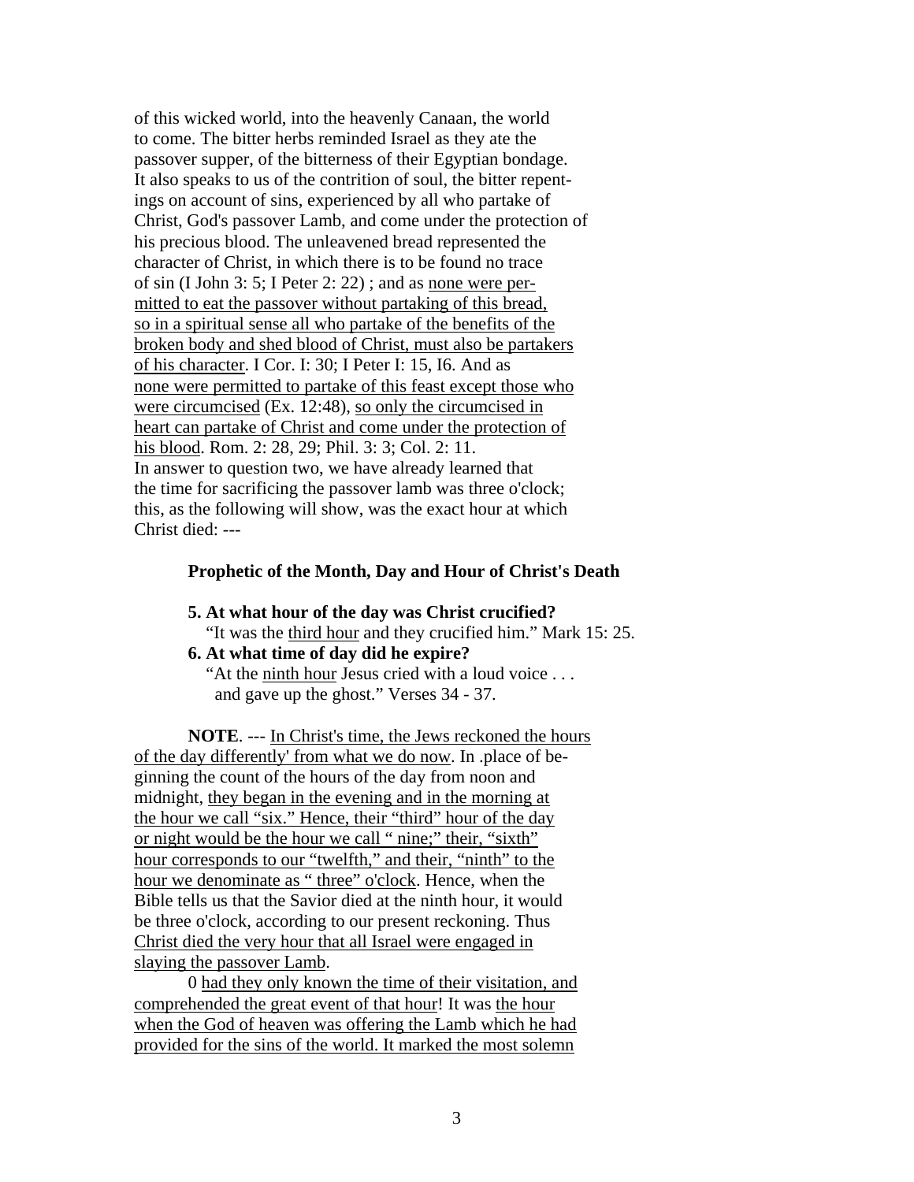of this wicked world, into the heavenly Canaan, the world to come. The bitter herbs reminded Israel as they ate the passover supper, of the bitterness of their Egyptian bondage. It also speaks to us of the contrition of soul, the bitter repentings on account of sins, experienced by all who partake of Christ, God's passover Lamb, and come under the protection of his precious blood. The unleavened bread represented the character of Christ, in which there is to be found no trace of sin (I John 3: 5; I Peter 2: 22) ; and as <u>none were permitted to eat the passover without partaking of this bread, so in a spiritual sense all who partake of the benefits of the broken body and shed blood of Christ, must also be partakers of his character</u>. I Cor. I: 30; I Peter I: 15, I6. And as <u>none were permitted to partake of this feast except those who were circumcised</u> (Ex. 12:48), <u>so only the circumcised in heart can partake of Christ and come under the protection of his blood</u>. Rom. 2: 28, 29; Phil. 3: 3; Col. 2: 11.

In answer to question two, we have already learned that the time for sacrificing the passover lamb was three o'clock; this, as the following will show, was the exact hour at which Christ died: ---

### Prophetic of the Month, Day and Hour of Christ's Death

**5. At what hour of the day was Christ crucified?**
"It was the <u>third hour</u> and they crucified him." Mark 15: 25.

**6. At what time of day did he expire?**
"At the <u>ninth hour</u> Jesus cried with a loud voice . . . and gave up the ghost." Verses 34 - 37.

**NOTE**. --- <u>In Christ's time, the Jews reckoned the hours of the day differently' from what we do now</u>. In .place of beginning the count of the hours of the day from noon and midnight, <u>they began in the evening and in the morning at the hour we call "six." Hence, their "third" hour of the day or night would be the hour we call " nine;" their, "sixth" hour corresponds to our "twelfth," and their, "ninth" to the hour we denominate as " three" o'clock</u>. Hence, when the Bible tells us that the Savior died at the ninth hour, it would be three o'clock, according to our present reckoning. Thus <u>Christ died the very hour that all Israel were engaged in slaying the passover Lamb</u>.

0 <u>had they only known the time of their visitation, and comprehended the great event of that hour</u>! It was <u>the hour when the God of heaven was offering the Lamb which he had provided for the sins of the world. It marked the most solemn</u>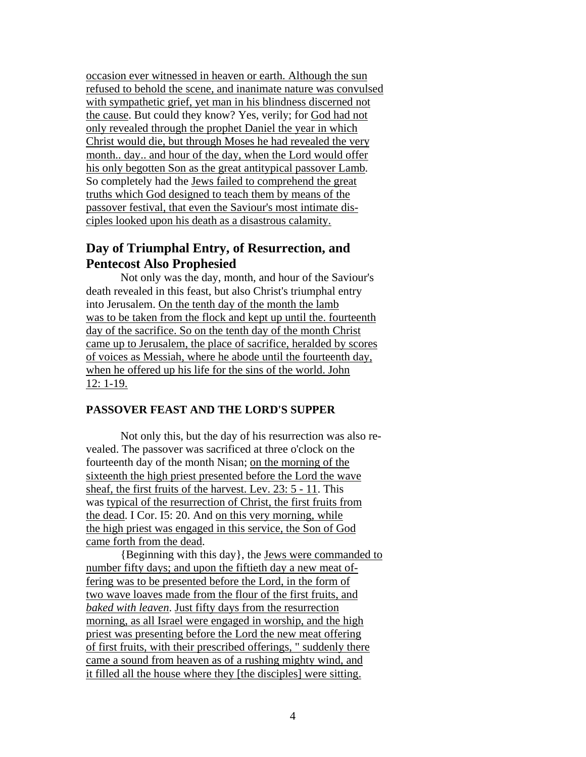occasion ever witnessed in heaven or earth. Although the sun refused to behold the scene, and inanimate nature was convulsed with sympathetic grief, yet man in his blindness discerned not the cause. But could they know? Yes, verily; for God had not only revealed through the prophet Daniel the year in which Christ would die, but through Moses he had revealed the very month.. day.. and hour of the day, when the Lord would offer his only begotten Son as the great antitypical passover Lamb. So completely had the Jews failed to comprehend the great truths which God designed to teach them by means of the passover festival, that even the Saviour's most intimate disciples looked upon his death as a disastrous calamity.

## Day of Triumphal Entry, of Resurrection, and Pentecost Also Prophesied

Not only was the day, month, and hour of the Saviour's death revealed in this feast, but also Christ's triumphal entry into Jerusalem. On the tenth day of the month the lamb was to be taken from the flock and kept up until the. fourteenth day of the sacrifice. So on the tenth day of the month Christ came up to Jerusalem, the place of sacrifice, heralded by scores of voices as Messiah, where he abode until the fourteenth day, when he offered up his life for the sins of the world. John 12: 1-19.

### PASSOVER FEAST AND THE LORD'S SUPPER

Not only this, but the day of his resurrection was also revealed. The passover was sacrificed at three o'clock on the fourteenth day of the month Nisan; on the morning of the sixteenth the high priest presented before the Lord the wave sheaf, the first fruits of the harvest. Lev. 23: 5 - 11. This was typical of the resurrection of Christ, the first fruits from the dead. I Cor. I5: 20. And on this very morning, while the high priest was engaged in this service, the Son of God came forth from the dead.

{Beginning with this day}, the Jews were commanded to number fifty days; and upon the fiftieth day a new meat offering was to be presented before the Lord, in the form of two wave loaves made from the flour of the first fruits, and *baked with leaven*. Just fifty days from the resurrection morning, as all Israel were engaged in worship, and the high priest was presenting before the Lord the new meat offering of first fruits, with their prescribed offerings, " suddenly there came a sound from heaven as of a rushing mighty wind, and it filled all the house where they [the disciples] were sitting.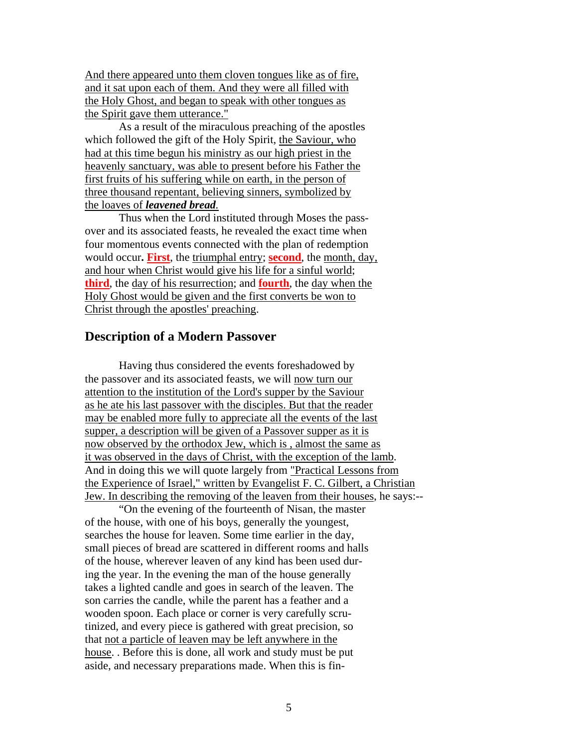And there appeared unto them cloven tongues like as of fire, and it sat upon each of them. And they were all filled with the Holy Ghost, and began to speak with other tongues as the Spirit gave them utterance."

As a result of the miraculous preaching of the apostles which followed the gift of the Holy Spirit, the Saviour, who had at this time begun his ministry as our high priest in the heavenly sanctuary, was able to present before his Father the first fruits of his suffering while on earth, in the person of three thousand repentant, believing sinners, symbolized by the loaves of ***leavened bread***.

Thus when the Lord instituted through Moses the passover and its associated feasts, he revealed the exact time when four momentous events connected with the plan of redemption would occur**.** **First**, the triumphal entry; **second**, the month, day, and hour when Christ would give his life for a sinful world; **third**, the day of his resurrection; and **fourth**, the day when the Holy Ghost would be given and the first converts be won to Christ through the apostles' preaching.

## Description of a Modern Passover

Having thus considered the events foreshadowed by the passover and its associated feasts, we will now turn our attention to the institution of the Lord's supper by the Saviour as he ate his last passover with the disciples. But that the reader may be enabled more fully to appreciate all the events of the last supper, a description will be given of a Passover supper as it is now observed by the orthodox Jew, which is , almost the same as it was observed in the days of Christ, with the exception of the lamb. And in doing this we will quote largely from "Practical Lessons from the Experience of Israel," written by Evangelist F. C. Gilbert, a Christian Jew. In describing the removing of the leaven from their houses, he says:--

"On the evening of the fourteenth of Nisan, the master of the house, with one of his boys, generally the youngest, searches the house for leaven. Some time earlier in the day, small pieces of bread are scattered in different rooms and halls of the house, wherever leaven of any kind has been used during the year. In the evening the man of the house generally takes a lighted candle and goes in search of the leaven. The son carries the candle, while the parent has a feather and a wooden spoon. Each place or corner is very carefully scrutinized, and every piece is gathered with great precision, so that not a particle of leaven may be left anywhere in the house. . Before this is done, all work and study must be put aside, and necessary preparations made. When this is fin-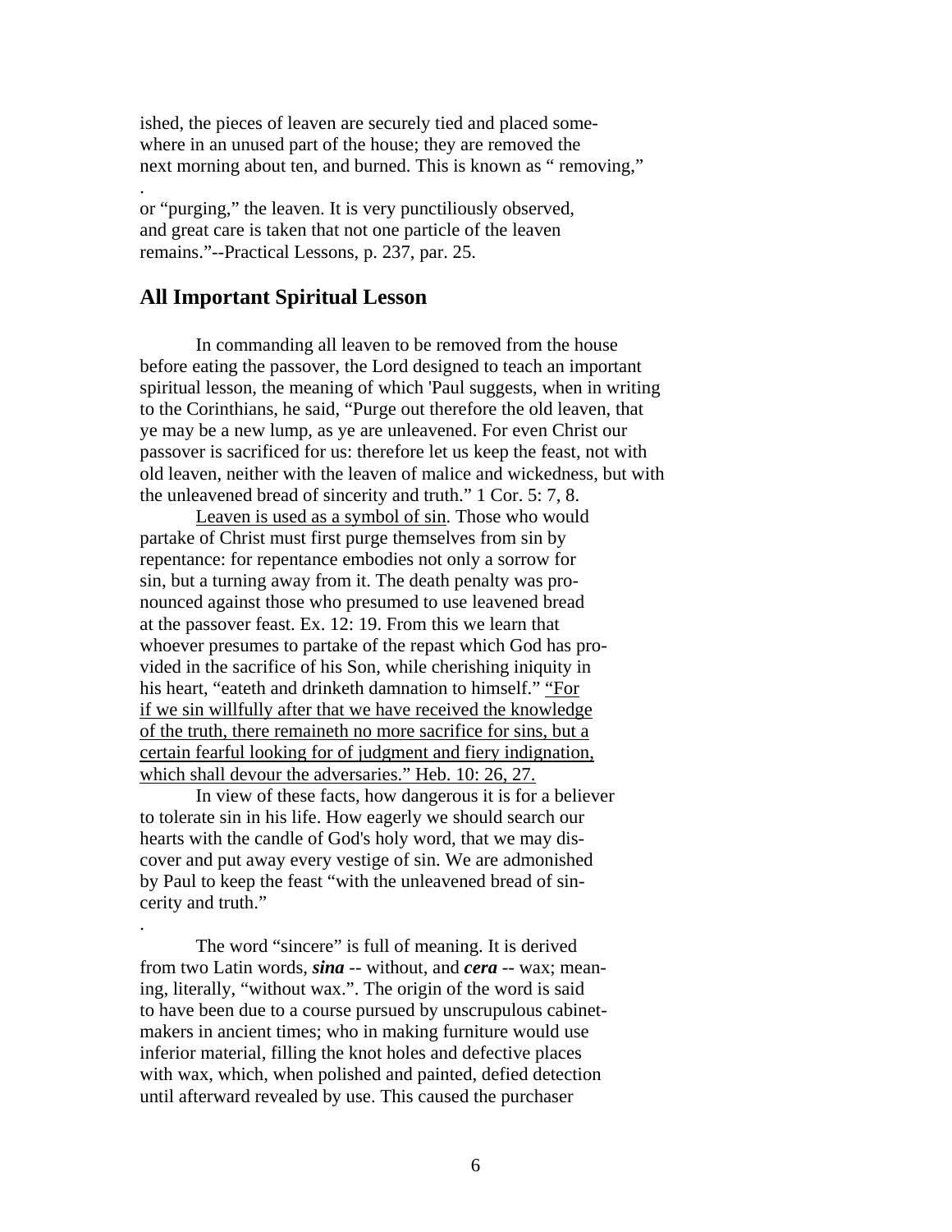ished, the pieces of leaven are securely tied and placed somewhere in an unused part of the house; they are removed the next morning about ten, and burned. This is known as " removing,"
.
or "purging," the leaven. It is very punctiliously observed, and great care is taken that not one particle of the leaven remains."--Practical Lessons, p. 237, par. 25.

## All Important Spiritual Lesson

In commanding all leaven to be removed from the house before eating the passover, the Lord designed to teach an important spiritual lesson, the meaning of which 'Paul suggests, when in writing to the Corinthians, he said, "Purge out therefore the old leaven, that ye may be a new lump, as ye are unleavened. For even Christ our passover is sacrificed for us: therefore let us keep the feast, not with old leaven, neither with the leaven of malice and wickedness, but with the unleavened bread of sincerity and truth." 1 Cor. 5: 7, 8.

<u>Leaven is used as a symbol of sin</u>. Those who would partake of Christ must first purge themselves from sin by repentance: for repentance embodies not only a sorrow for sin, but a turning away from it. The death penalty was pronounced against those who presumed to use leavened bread at the passover feast. Ex. 12: 19. From this we learn that whoever presumes to partake of the repast which God has provided in the sacrifice of his Son, while cherishing iniquity in his heart, "eateth and drinketh damnation to himself." <u>"For if we sin willfully after that we have received the knowledge of the truth, there remaineth no more sacrifice for sins, but a certain fearful looking for of judgment and fiery indignation, which shall devour the adversaries." Heb. 10: 26, 27.</u>

In view of these facts, how dangerous it is for a believer to tolerate sin in his life. How eagerly we should search our hearts with the candle of God's holy word, that we may discover and put away every vestige of sin. We are admonished by Paul to keep the feast "with the unleavened bread of sincerity and truth."
.

The word "sincere" is full of meaning. It is derived from two Latin words, ***sina*** -- without, and ***cera*** -- wax; meaning, literally, "without wax.". The origin of the word is said to have been due to a course pursued by unscrupulous cabinetmakers in ancient times; who in making furniture would use inferior material, filling the knot holes and defective places with wax, which, when polished and painted, defied detection until afterward revealed by use. This caused the purchaser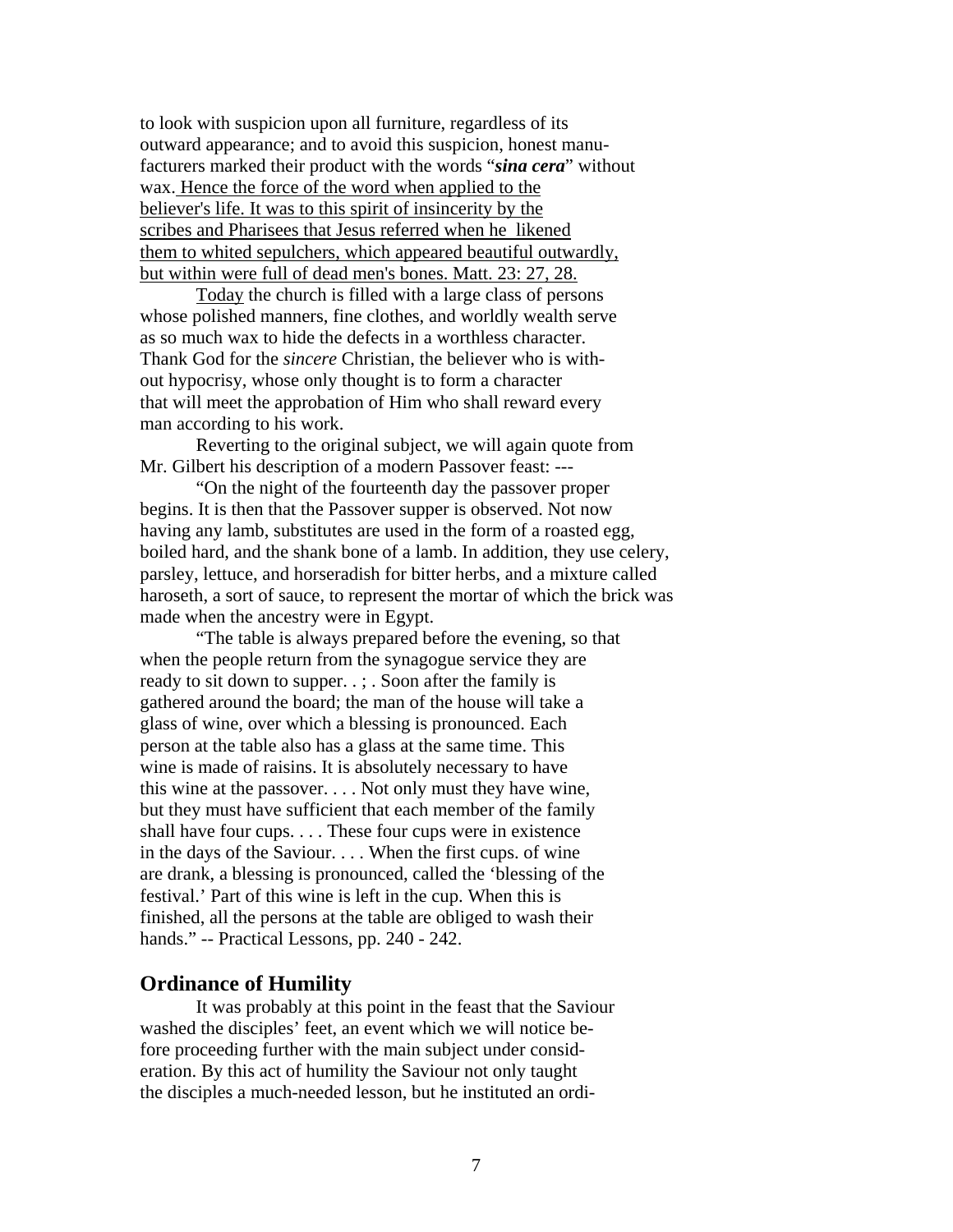to look with suspicion upon all furniture, regardless of its outward appearance; and to avoid this suspicion, honest manufacturers marked their product with the words "***sina cera***" without wax. <u>Hence the force of the word when applied to the believer's life. It was to this spirit of insincerity by the scribes and Pharisees that Jesus referred when he likened them to whited sepulchers, which appeared beautiful outwardly, but within were full of dead men's bones. Matt. 23: 27, 28.</u>

<u>Today</u> the church is filled with a large class of persons whose polished manners, fine clothes, and worldly wealth serve as so much wax to hide the defects in a worthless character. Thank God for the *sincere* Christian, the believer who is without hypocrisy, whose only thought is to form a character that will meet the approbation of Him who shall reward every man according to his work.

Reverting to the original subject, we will again quote from Mr. Gilbert his description of a modern Passover feast: ---

"On the night of the fourteenth day the passover proper begins. It is then that the Passover supper is observed. Not now having any lamb, substitutes are used in the form of a roasted egg, boiled hard, and the shank bone of a lamb. In addition, they use celery, parsley, lettuce, and horseradish for bitter herbs, and a mixture called haroseth, a sort of sauce, to represent the mortar of which the brick was made when the ancestry were in Egypt.

"The table is always prepared before the evening, so that when the people return from the synagogue service they are ready to sit down to supper. . ; . Soon after the family is gathered around the board; the man of the house will take a glass of wine, over which a blessing is pronounced. Each person at the table also has a glass at the same time. This wine is made of raisins. It is absolutely necessary to have this wine at the passover. . . . Not only must they have wine, but they must have sufficient that each member of the family shall have four cups. . . . These four cups were in existence in the days of the Saviour. . . . When the first cups. of wine are drank, a blessing is pronounced, called the 'blessing of the festival.' Part of this wine is left in the cup. When this is finished, all the persons at the table are obliged to wash their hands." -- Practical Lessons, pp. 240 - 242.

## Ordinance of Humility

It was probably at this point in the feast that the Saviour washed the disciples' feet, an event which we will notice before proceeding further with the main subject under consideration. By this act of humility the Saviour not only taught the disciples a much-needed lesson, but he instituted an ordi-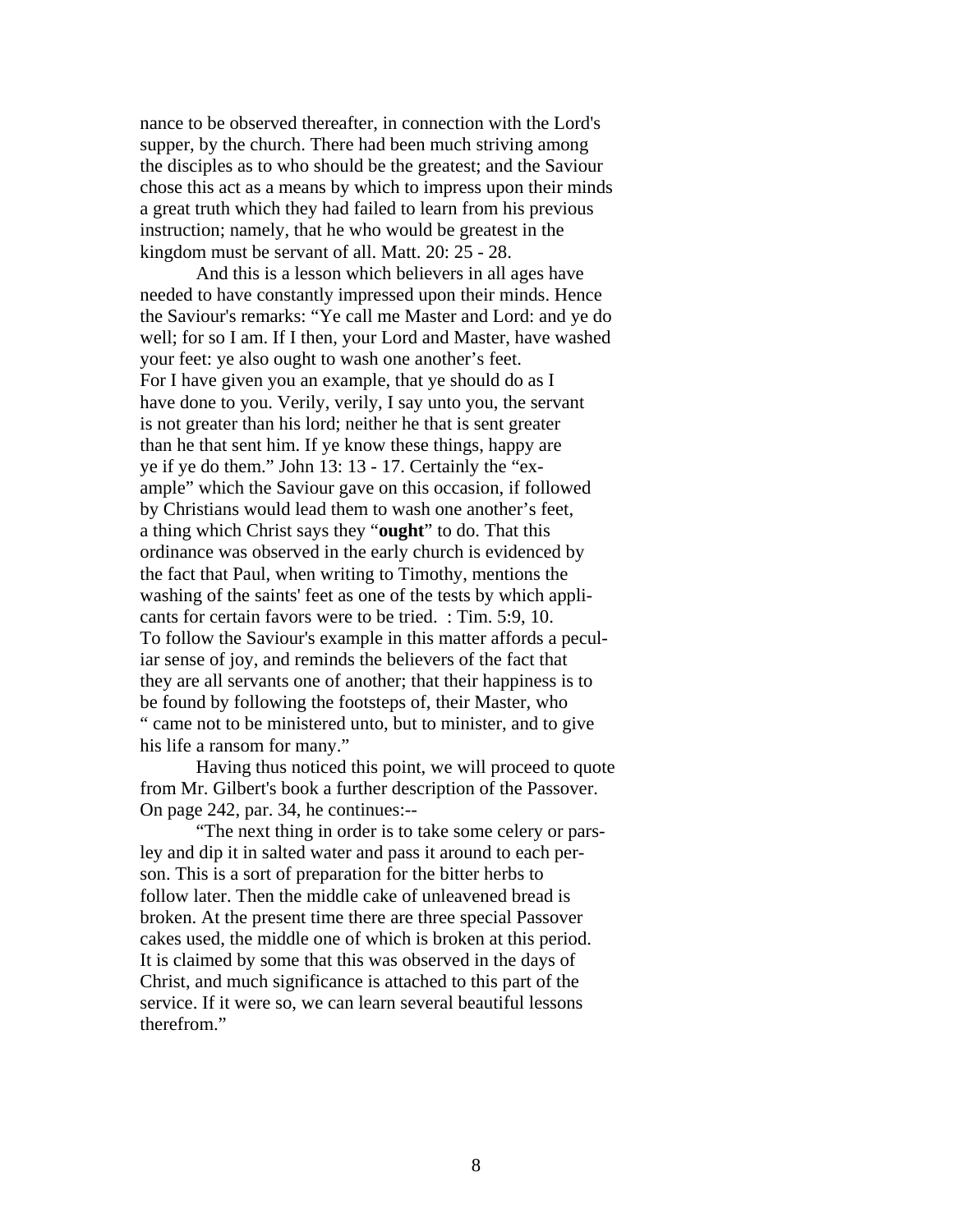nance to be observed thereafter, in connection with the Lord's supper, by the church. There had been much striving among the disciples as to who should be the greatest; and the Saviour chose this act as a means by which to impress upon their minds a great truth which they had failed to learn from his previous instruction; namely, that he who would be greatest in the kingdom must be servant of all. Matt. 20: 25 - 28.

And this is a lesson which believers in all ages have needed to have constantly impressed upon their minds. Hence the Saviour's remarks: "Ye call me Master and Lord: and ye do well; for so I am. If I then, your Lord and Master, have washed your feet: ye also ought to wash one another's feet. For I have given you an example, that ye should do as I have done to you. Verily, verily, I say unto you, the servant is not greater than his lord; neither he that is sent greater than he that sent him. If ye know these things, happy are ye if ye do them." John 13: 13 - 17. Certainly the "example" which the Saviour gave on this occasion, if followed by Christians would lead them to wash one another's feet, a thing which Christ says they "**ought**" to do. That this ordinance was observed in the early church is evidenced by the fact that Paul, when writing to Timothy, mentions the washing of the saints' feet as one of the tests by which applicants for certain favors were to be tried. : Tim. 5:9, 10. To follow the Saviour's example in this matter affords a peculiar sense of joy, and reminds the believers of the fact that they are all servants one of another; that their happiness is to be found by following the footsteps of, their Master, who " came not to be ministered unto, but to minister, and to give his life a ransom for many."

Having thus noticed this point, we will proceed to quote from Mr. Gilbert's book a further description of the Passover. On page 242, par. 34, he continues:--

"The next thing in order is to take some celery or parsley and dip it in salted water and pass it around to each person. This is a sort of preparation for the bitter herbs to follow later. Then the middle cake of unleavened bread is broken. At the present time there are three special Passover cakes used, the middle one of which is broken at this period. It is claimed by some that this was observed in the days of Christ, and much significance is attached to this part of the service. If it were so, we can learn several beautiful lessons therefrom."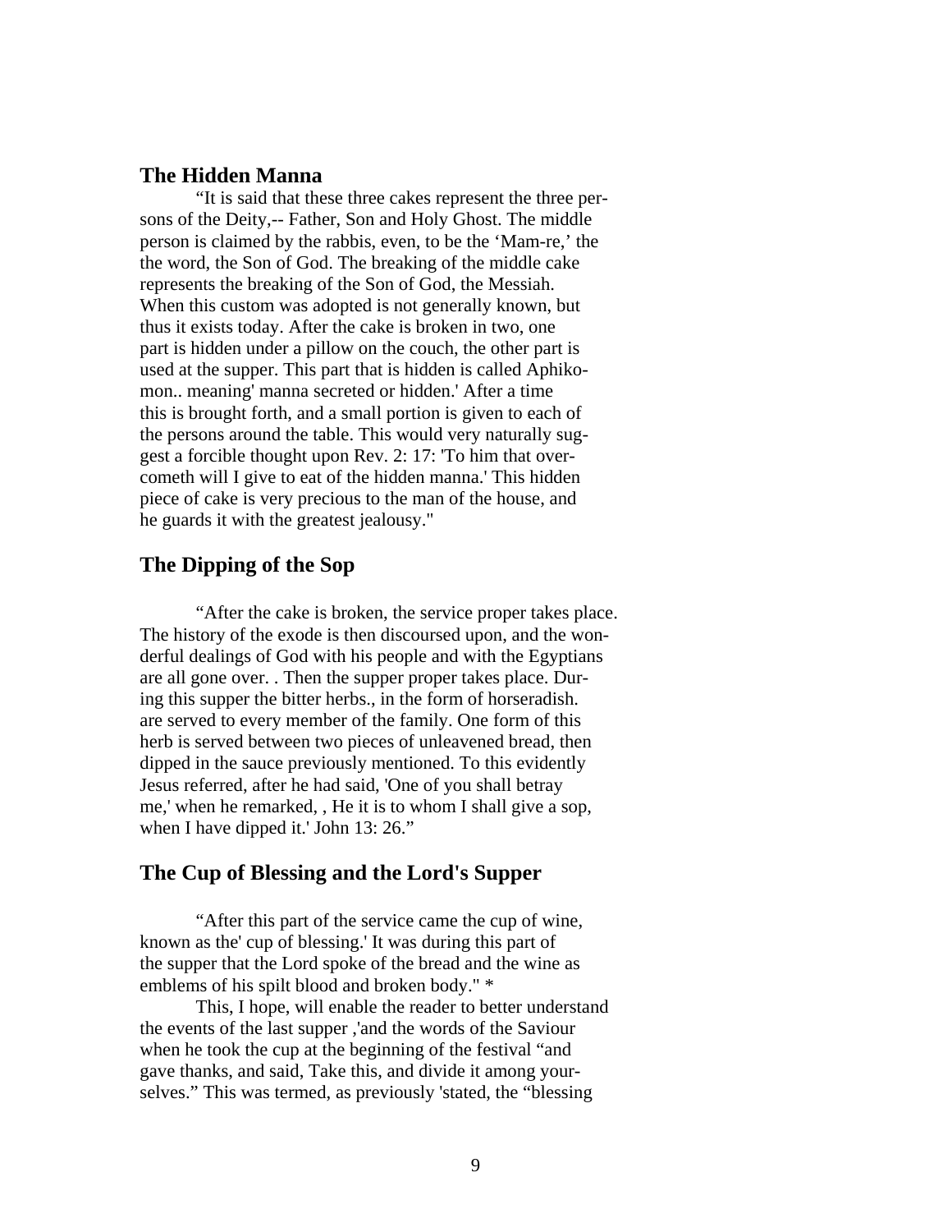## The Hidden Manna

"It is said that these three cakes represent the three persons of the Deity,-- Father, Son and Holy Ghost. The middle person is claimed by the rabbis, even, to be the 'Mam-re,' the the word, the Son of God. The breaking of the middle cake represents the breaking of the Son of God, the Messiah. When this custom was adopted is not generally known, but thus it exists today. After the cake is broken in two, one part is hidden under a pillow on the couch, the other part is used at the supper. This part that is hidden is called Aphikomon.. meaning' manna secreted or hidden.' After a time this is brought forth, and a small portion is given to each of the persons around the table. This would very naturally suggest a forcible thought upon Rev. 2: 17: 'To him that overcometh will I give to eat of the hidden manna.' This hidden piece of cake is very precious to the man of the house, and he guards it with the greatest jealousy."

## The Dipping of the Sop

"After the cake is broken, the service proper takes place. The history of the exode is then discoursed upon, and the wonderful dealings of God with his people and with the Egyptians are all gone over. . Then the supper proper takes place. During this supper the bitter herbs., in the form of horseradish. are served to every member of the family. One form of this herb is served between two pieces of unleavened bread, then dipped in the sauce previously mentioned. To this evidently Jesus referred, after he had said, 'One of you shall betray me,' when he remarked, , He it is to whom I shall give a sop, when I have dipped it.' John 13: 26."

## The Cup of Blessing and the Lord's Supper

"After this part of the service came the cup of wine, known as the' cup of blessing.' It was during this part of the supper that the Lord spoke of the bread and the wine as emblems of his spilt blood and broken body." *

This, I hope, will enable the reader to better understand the events of the last supper ,'and the words of the Saviour when he took the cup at the beginning of the festival "and gave thanks, and said, Take this, and divide it among yourselves." This was termed, as previously 'stated, the "blessing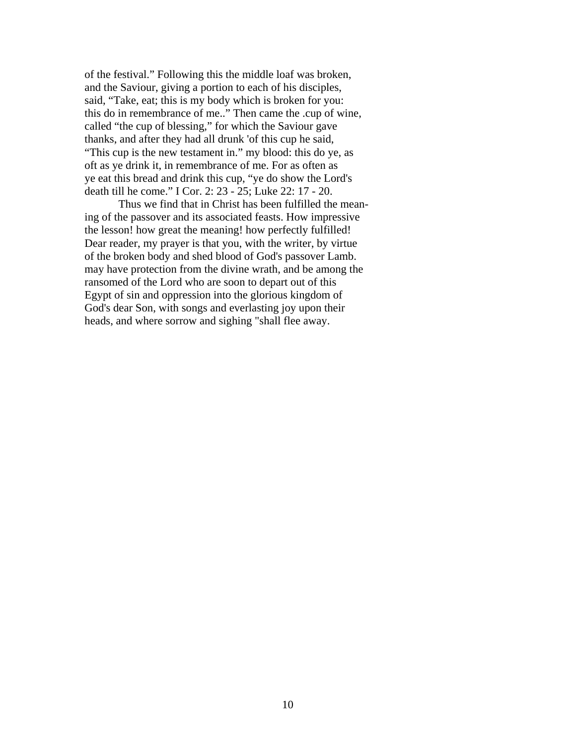of the festival." Following this the middle loaf was broken, and the Saviour, giving a portion to each of his disciples, said, "Take, eat; this is my body which is broken for you: this do in remembrance of me.." Then came the .cup of wine, called "the cup of blessing," for which the Saviour gave thanks, and after they had all drunk 'of this cup he said, "This cup is the new testament in." my blood: this do ye, as oft as ye drink it, in remembrance of me. For as often as ye eat this bread and drink this cup, "ye do show the Lord's death till he come." I Cor. 2: 23 - 25; Luke 22: 17 - 20.

Thus we find that in Christ has been fulfilled the meaning of the passover and its associated feasts. How impressive the lesson! how great the meaning! how perfectly fulfilled! Dear reader, my prayer is that you, with the writer, by virtue of the broken body and shed blood of God's passover Lamb. may have protection from the divine wrath, and be among the ransomed of the Lord who are soon to depart out of this Egypt of sin and oppression into the glorious kingdom of God's dear Son, with songs and everlasting joy upon their heads, and where sorrow and sighing "shall flee away.